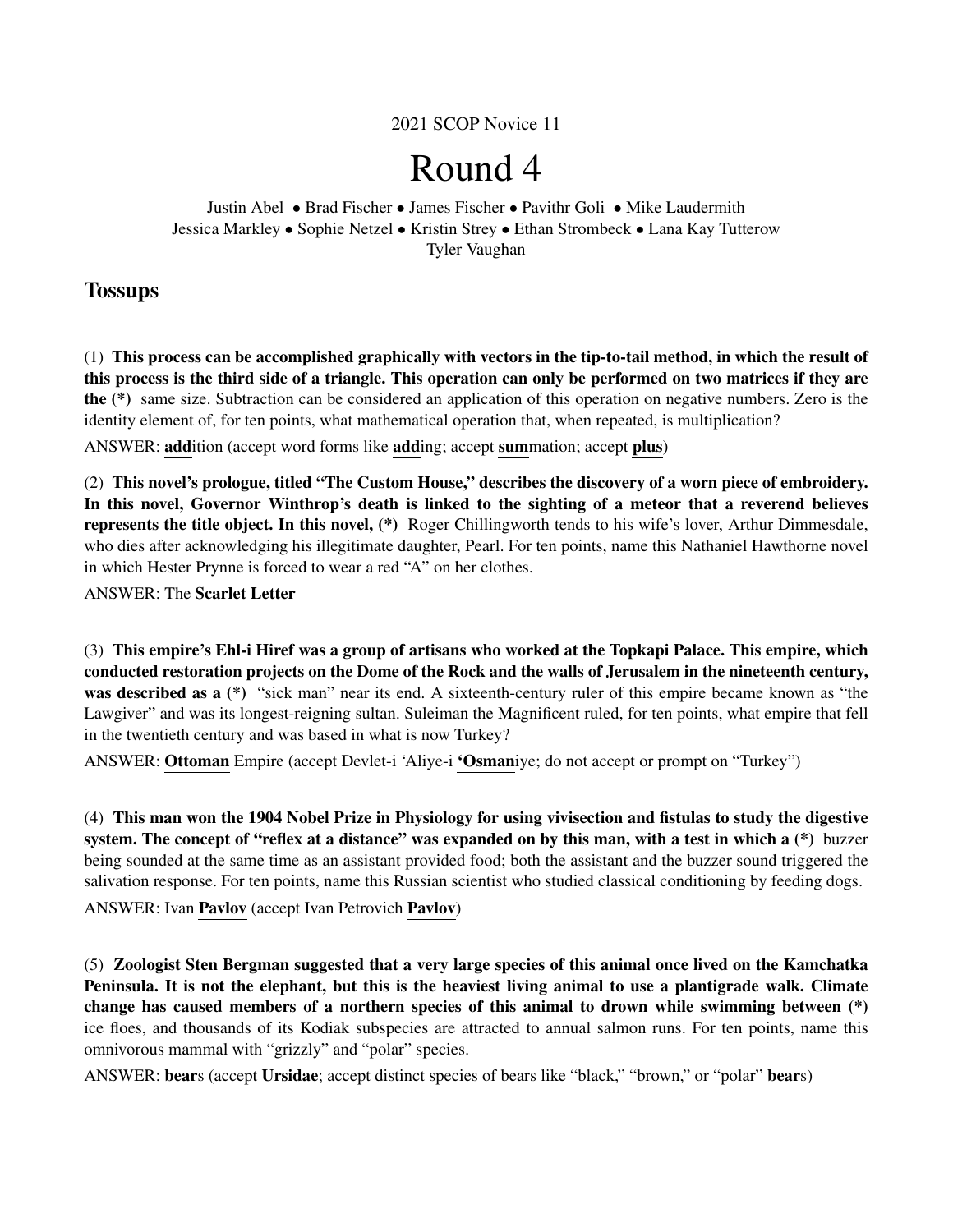2021 SCOP Novice 11

# Round 4

Justin Abel • Brad Fischer • James Fischer • Pavithr Goli • Mike Laudermith
Jessica Markley • Sophie Netzel • Kristin Strey • Ethan Strombeck • Lana Kay Tutterow
Tyler Vaughan

## Tossups

(1) **This process can be accomplished graphically with vectors in the tip-to-tail method, in which the result of this process is the third side of a triangle. This operation can only be performed on two matrices if they are the (*)** same size. Subtraction can be considered an application of this operation on negative numbers. Zero is the identity element of, for ten points, what mathematical operation that, when repeated, is multiplication?

ANSWER: **add**ition (accept word forms like **add**ing; accept **sum**mation; accept **plus**)

(2) **This novel's prologue, titled "The Custom House," describes the discovery of a worn piece of embroidery. In this novel, Governor Winthrop's death is linked to the sighting of a meteor that a reverend believes represents the title object. In this novel, (*)** Roger Chillingworth tends to his wife's lover, Arthur Dimmesdale, who dies after acknowledging his illegitimate daughter, Pearl. For ten points, name this Nathaniel Hawthorne novel in which Hester Prynne is forced to wear a red "A" on her clothes.

ANSWER: The **Scarlet Letter**

(3) **This empire's Ehl-i Hiref was a group of artisans who worked at the Topkapi Palace. This empire, which conducted restoration projects on the Dome of the Rock and the walls of Jerusalem in the nineteenth century, was described as a (*)** "sick man" near its end. A sixteenth-century ruler of this empire became known as "the Lawgiver" and was its longest-reigning sultan. Suleiman the Magnificent ruled, for ten points, what empire that fell in the twentieth century and was based in what is now Turkey?

ANSWER: **Ottoman** Empire (accept Devlet-i 'Aliye-i **'Osman**iye; do not accept or prompt on "Turkey")

(4) **This man won the 1904 Nobel Prize in Physiology for using vivisection and fistulas to study the digestive system. The concept of "reflex at a distance" was expanded on by this man, with a test in which a (*)** buzzer being sounded at the same time as an assistant provided food; both the assistant and the buzzer sound triggered the salivation response. For ten points, name this Russian scientist who studied classical conditioning by feeding dogs.

ANSWER: Ivan **Pavlov** (accept Ivan Petrovich **Pavlov**)

(5) **Zoologist Sten Bergman suggested that a very large species of this animal once lived on the Kamchatka Peninsula. It is not the elephant, but this is the heaviest living animal to use a plantigrade walk. Climate change has caused members of a northern species of this animal to drown while swimming between (*)** ice floes, and thousands of its Kodiak subspecies are attracted to annual salmon runs. For ten points, name this omnivorous mammal with "grizzly" and "polar" species.

ANSWER: **bear**s (accept **Ursidae**; accept distinct species of bears like "black," "brown," or "polar" **bear**s)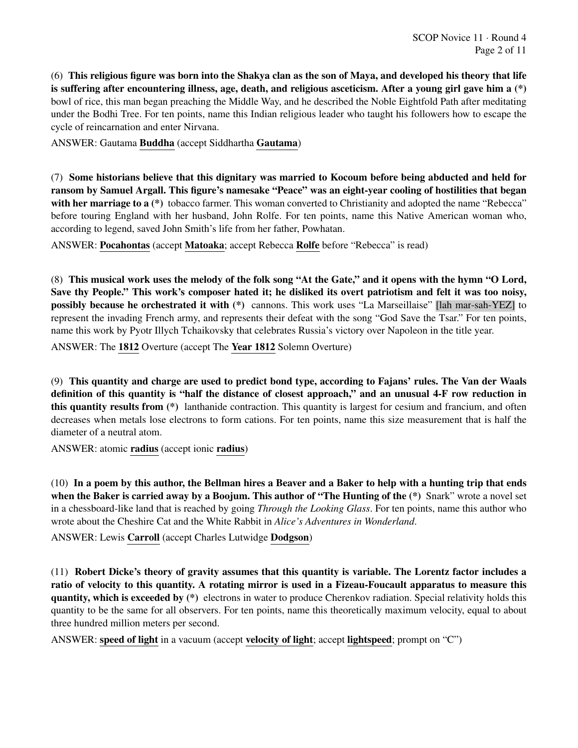(6) **This religious figure was born into the Shakya clan as the son of Maya, and developed his theory that life is suffering after encountering illness, age, death, and religious asceticism. After a young girl gave him a (*)** bowl of rice, this man began preaching the Middle Way, and he described the Noble Eightfold Path after meditating under the Bodhi Tree. For ten points, name this Indian religious leader who taught his followers how to escape the cycle of reincarnation and enter Nirvana.

ANSWER: Gautama **Buddha** (accept Siddhartha **Gautama**)

(7) **Some historians believe that this dignitary was married to Kocoum before being abducted and held for ransom by Samuel Argall. This figure's namesake "Peace" was an eight-year cooling of hostilities that began with her marriage to a (*)** tobacco farmer. This woman converted to Christianity and adopted the name "Rebecca" before touring England with her husband, John Rolfe. For ten points, name this Native American woman who, according to legend, saved John Smith's life from her father, Powhatan.

ANSWER: **Pocahontas** (accept **Matoaka**; accept Rebecca **Rolfe** before "Rebecca" is read)

(8) **This musical work uses the melody of the folk song "At the Gate," and it opens with the hymn "O Lord, Save thy People." This work's composer hated it; he disliked its overt patriotism and felt it was too noisy, possibly because he orchestrated it with (*)** cannons. This work uses "La Marseillaise" [lah mar-sah-YEZ] to represent the invading French army, and represents their defeat with the song "God Save the Tsar." For ten points, name this work by Pyotr Illych Tchaikovsky that celebrates Russia's victory over Napoleon in the title year.

ANSWER: The **1812** Overture (accept The **Year 1812** Solemn Overture)

(9) **This quantity and charge are used to predict bond type, according to Fajans' rules. The Van der Waals definition of this quantity is "half the distance of closest approach," and an unusual 4-F row reduction in this quantity results from (*)** lanthanide contraction. This quantity is largest for cesium and francium, and often decreases when metals lose electrons to form cations. For ten points, name this size measurement that is half the diameter of a neutral atom.

ANSWER: atomic **radius** (accept ionic **radius**)

(10) **In a poem by this author, the Bellman hires a Beaver and a Baker to help with a hunting trip that ends when the Baker is carried away by a Boojum. This author of "The Hunting of the (*)** Snark" wrote a novel set in a chessboard-like land that is reached by going *Through the Looking Glass*. For ten points, name this author who wrote about the Cheshire Cat and the White Rabbit in *Alice's Adventures in Wonderland*.

ANSWER: Lewis **Carroll** (accept Charles Lutwidge **Dodgson**)

(11) **Robert Dicke's theory of gravity assumes that this quantity is variable. The Lorentz factor includes a ratio of velocity to this quantity. A rotating mirror is used in a Fizeau-Foucault apparatus to measure this quantity, which is exceeded by (*)** electrons in water to produce Cherenkov radiation. Special relativity holds this quantity to be the same for all observers. For ten points, name this theoretically maximum velocity, equal to about three hundred million meters per second.

ANSWER: **speed of light** in a vacuum (accept **velocity of light**; accept **lightspeed**; prompt on "C")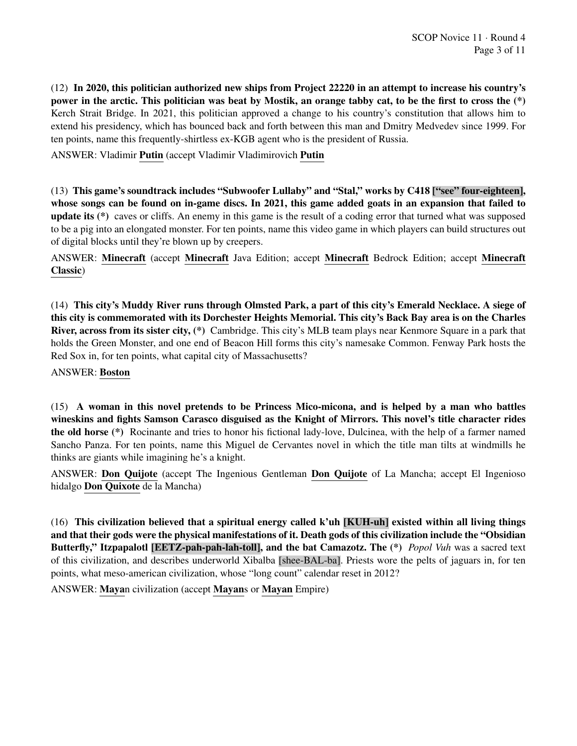(12) **In 2020, this politician authorized new ships from Project 22220 in an attempt to increase his country's power in the arctic. This politician was beat by Mostik, an orange tabby cat, to be the first to cross the (*)** Kerch Strait Bridge. In 2021, this politician approved a change to his country's constitution that allows him to extend his presidency, which has bounced back and forth between this man and Dmitry Medvedev since 1999. For ten points, name this frequently-shirtless ex-KGB agent who is the president of Russia.

ANSWER: Vladimir **Putin** (accept Vladimir Vladimirovich **Putin**

(13) **This game's soundtrack includes "Subwoofer Lullaby" and "Stal," works by C418 ["see" four-eighteen], whose songs can be found on in-game discs. In 2021, this game added goats in an expansion that failed to update its (*)** caves or cliffs. An enemy in this game is the result of a coding error that turned what was supposed to be a pig into an elongated monster. For ten points, name this video game in which players can build structures out of digital blocks until they're blown up by creepers.

ANSWER: **Minecraft** (accept **Minecraft** Java Edition; accept **Minecraft** Bedrock Edition; accept **Minecraft Classic**)

(14) **This city's Muddy River runs through Olmsted Park, a part of this city's Emerald Necklace. A siege of this city is commemorated with its Dorchester Heights Memorial. This city's Back Bay area is on the Charles River, across from its sister city, (*)** Cambridge. This city's MLB team plays near Kenmore Square in a park that holds the Green Monster, and one end of Beacon Hill forms this city's namesake Common. Fenway Park hosts the Red Sox in, for ten points, what capital city of Massachusetts?

ANSWER: **Boston**

(15) **A woman in this novel pretends to be Princess Mico-micona, and is helped by a man who battles wineskins and fights Samson Carasco disguised as the Knight of Mirrors. This novel's title character rides the old horse (*)** Rocinante and tries to honor his fictional lady-love, Dulcinea, with the help of a farmer named Sancho Panza. For ten points, name this Miguel de Cervantes novel in which the title man tilts at windmills he thinks are giants while imagining he's a knight.

ANSWER: **Don Quijote** (accept The Ingenious Gentleman **Don Quijote** of La Mancha; accept El Ingenioso hidalgo **Don Quixote** de la Mancha)

(16) **This civilization believed that a spiritual energy called k'uh [KUH-uh] existed within all living things and that their gods were the physical manifestations of it. Death gods of this civilization include the "Obsidian Butterfly," Itzpapalotl [EETZ-pah-pah-lah-toll], and the bat Camazotz. The (*)** *Popol Vuh* was a sacred text of this civilization, and describes underworld Xibalba [shee-BAL-ba]. Priests wore the pelts of jaguars in, for ten points, what meso-american civilization, whose "long count" calendar reset in 2012?

ANSWER: **Maya**n civilization (accept **Mayan**s or **Mayan** Empire)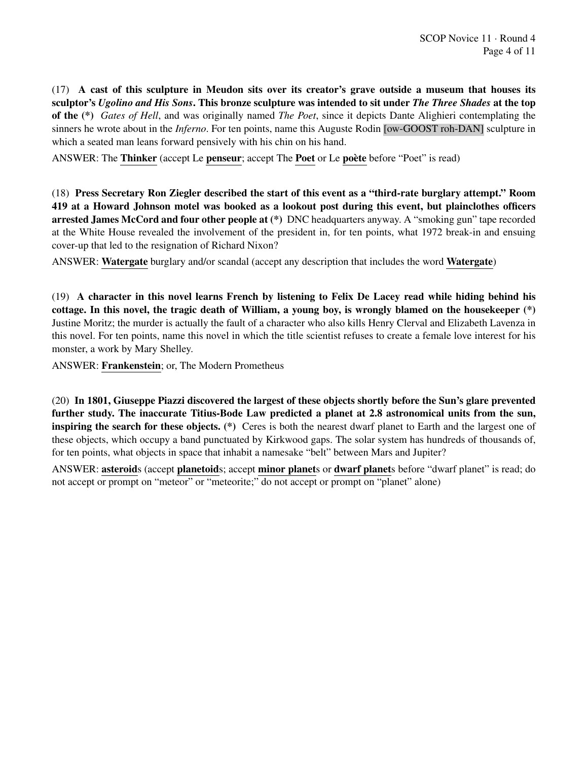(17) **A cast of this sculpture in Meudon sits over its creator's grave outside a museum that houses its sculptor's *Ugolino and His Sons*. This bronze sculpture was intended to sit under *The Three Shades* at the top of the (*)** *Gates of Hell*, and was originally named *The Poet*, since it depicts Dante Alighieri contemplating the sinners he wrote about in the *Inferno*. For ten points, name this Auguste Rodin [ow-GOOST roh-DAN] sculpture in which a seated man leans forward pensively with his chin on his hand.

ANSWER: The **Thinker** (accept Le **penseur**; accept The **Poet** or Le **poète** before "Poet" is read)

(18) **Press Secretary Ron Ziegler described the start of this event as a "third-rate burglary attempt." Room 419 at a Howard Johnson motel was booked as a lookout post during this event, but plainclothes officers arrested James McCord and four other people at (*)** DNC headquarters anyway. A "smoking gun" tape recorded at the White House revealed the involvement of the president in, for ten points, what 1972 break-in and ensuing cover-up that led to the resignation of Richard Nixon?

ANSWER: **Watergate** burglary and/or scandal (accept any description that includes the word **Watergate**)

(19) **A character in this novel learns French by listening to Felix De Lacey read while hiding behind his cottage. In this novel, the tragic death of William, a young boy, is wrongly blamed on the housekeeper (*)** Justine Moritz; the murder is actually the fault of a character who also kills Henry Clerval and Elizabeth Lavenza in this novel. For ten points, name this novel in which the title scientist refuses to create a female love interest for his monster, a work by Mary Shelley.

ANSWER: **Frankenstein**; or, The Modern Prometheus

(20) **In 1801, Giuseppe Piazzi discovered the largest of these objects shortly before the Sun's glare prevented further study. The inaccurate Titius-Bode Law predicted a planet at 2.8 astronomical units from the sun, inspiring the search for these objects. (*)** Ceres is both the nearest dwarf planet to Earth and the largest one of these objects, which occupy a band punctuated by Kirkwood gaps. The solar system has hundreds of thousands of, for ten points, what objects in space that inhabit a namesake "belt" between Mars and Jupiter?

ANSWER: **asteroid**s (accept **planetoid**s; accept **minor planet**s or **dwarf planet**s before "dwarf planet" is read; do not accept or prompt on "meteor" or "meteorite;" do not accept or prompt on "planet" alone)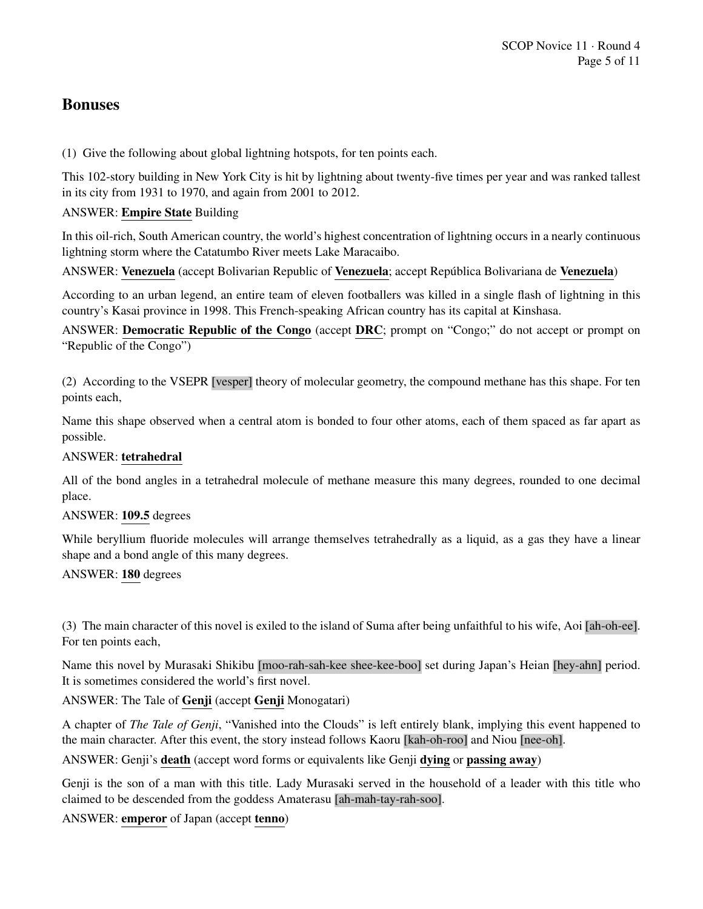## Bonuses

(1) Give the following about global lightning hotspots, for ten points each.

This 102-story building in New York City is hit by lightning about twenty-five times per year and was ranked tallest in its city from 1931 to 1970, and again from 2001 to 2012.

ANSWER: **Empire State** Building

In this oil-rich, South American country, the world's highest concentration of lightning occurs in a nearly continuous lightning storm where the Catatumbo River meets Lake Maracaibo.

ANSWER: **Venezuela** (accept Bolivarian Republic of **Venezuela**; accept República Bolivariana de **Venezuela**)

According to an urban legend, an entire team of eleven footballers was killed in a single flash of lightning in this country's Kasai province in 1998. This French-speaking African country has its capital at Kinshasa.

ANSWER: **Democratic Republic of the Congo** (accept **DRC**; prompt on "Congo;" do not accept or prompt on "Republic of the Congo")

(2) According to the VSEPR [vesper] theory of molecular geometry, the compound methane has this shape. For ten points each,

Name this shape observed when a central atom is bonded to four other atoms, each of them spaced as far apart as possible.

ANSWER: **tetrahedral**

All of the bond angles in a tetrahedral molecule of methane measure this many degrees, rounded to one decimal place.

ANSWER: **109.5** degrees

While beryllium fluoride molecules will arrange themselves tetrahedrally as a liquid, as a gas they have a linear shape and a bond angle of this many degrees.

ANSWER: **180** degrees

(3) The main character of this novel is exiled to the island of Suma after being unfaithful to his wife, Aoi [ah-oh-ee]. For ten points each,

Name this novel by Murasaki Shikibu [moo-rah-sah-kee shee-kee-boo] set during Japan's Heian [hey-ahn] period. It is sometimes considered the world's first novel.

ANSWER: The Tale of **Genji** (accept **Genji** Monogatari)

A chapter of *The Tale of Genji*, "Vanished into the Clouds" is left entirely blank, implying this event happened to the main character. After this event, the story instead follows Kaoru [kah-oh-roo] and Niou [nee-oh].

ANSWER: Genji's **death** (accept word forms or equivalents like Genji **dying** or **passing away**)

Genji is the son of a man with this title. Lady Murasaki served in the household of a leader with this title who claimed to be descended from the goddess Amaterasu [ah-mah-tay-rah-soo].

ANSWER: **emperor** of Japan (accept **tenno**)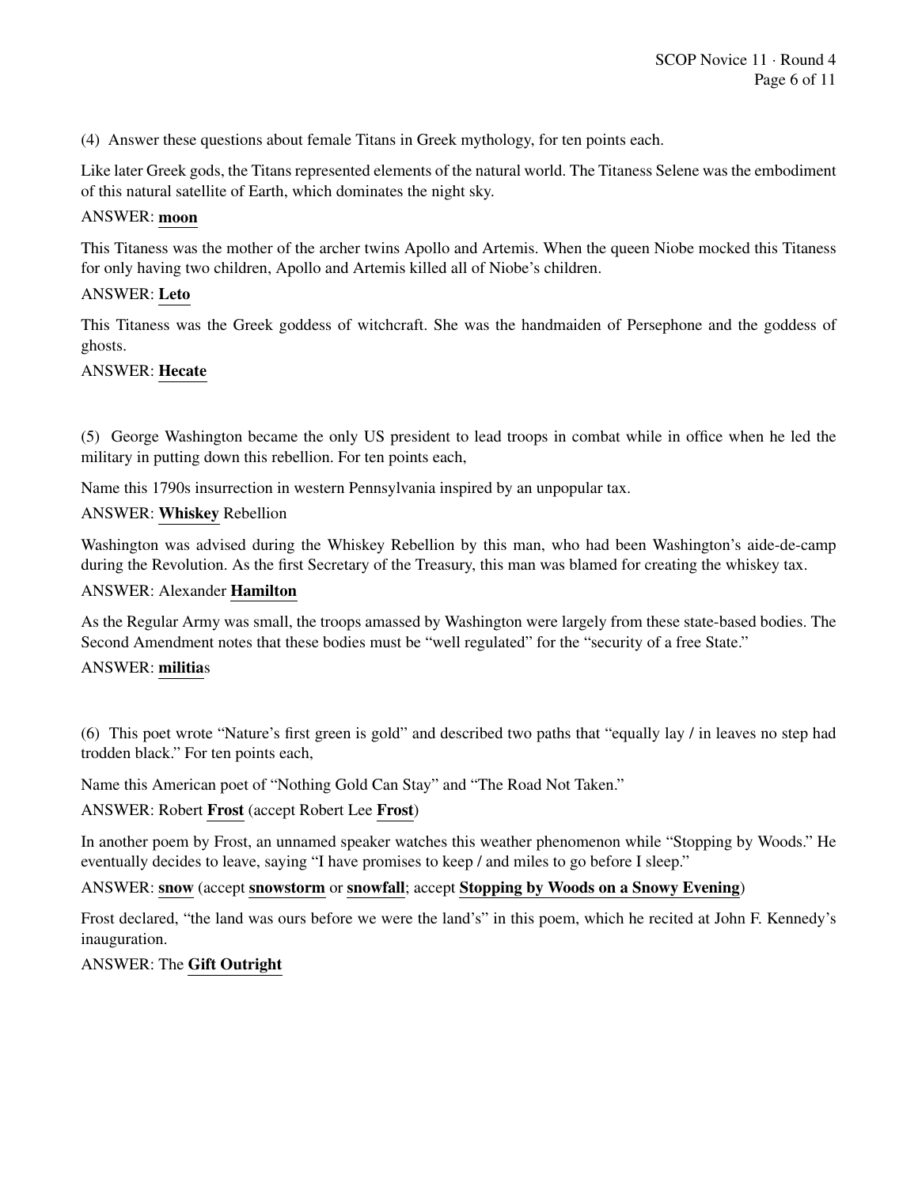(4) Answer these questions about female Titans in Greek mythology, for ten points each.

Like later Greek gods, the Titans represented elements of the natural world. The Titaness Selene was the embodiment of this natural satellite of Earth, which dominates the night sky.

ANSWER: **moon**

This Titaness was the mother of the archer twins Apollo and Artemis. When the queen Niobe mocked this Titaness for only having two children, Apollo and Artemis killed all of Niobe's children.

ANSWER: **Leto**

This Titaness was the Greek goddess of witchcraft. She was the handmaiden of Persephone and the goddess of ghosts.

ANSWER: **Hecate**

(5) George Washington became the only US president to lead troops in combat while in office when he led the military in putting down this rebellion. For ten points each,

Name this 1790s insurrection in western Pennsylvania inspired by an unpopular tax.

ANSWER: **Whiskey** Rebellion

Washington was advised during the Whiskey Rebellion by this man, who had been Washington's aide-de-camp during the Revolution. As the first Secretary of the Treasury, this man was blamed for creating the whiskey tax.

ANSWER: Alexander **Hamilton**

As the Regular Army was small, the troops amassed by Washington were largely from these state-based bodies. The Second Amendment notes that these bodies must be "well regulated" for the "security of a free State."

ANSWER: **militia**s

(6) This poet wrote "Nature's first green is gold" and described two paths that "equally lay / in leaves no step had trodden black." For ten points each,

Name this American poet of "Nothing Gold Can Stay" and "The Road Not Taken."

ANSWER: Robert **Frost** (accept Robert Lee **Frost**)

In another poem by Frost, an unnamed speaker watches this weather phenomenon while "Stopping by Woods." He eventually decides to leave, saying "I have promises to keep / and miles to go before I sleep."

ANSWER: **snow** (accept **snowstorm** or **snowfall**; accept **Stopping by Woods on a Snowy Evening**)

Frost declared, "the land was ours before we were the land's" in this poem, which he recited at John F. Kennedy's inauguration.

ANSWER: The **Gift Outright**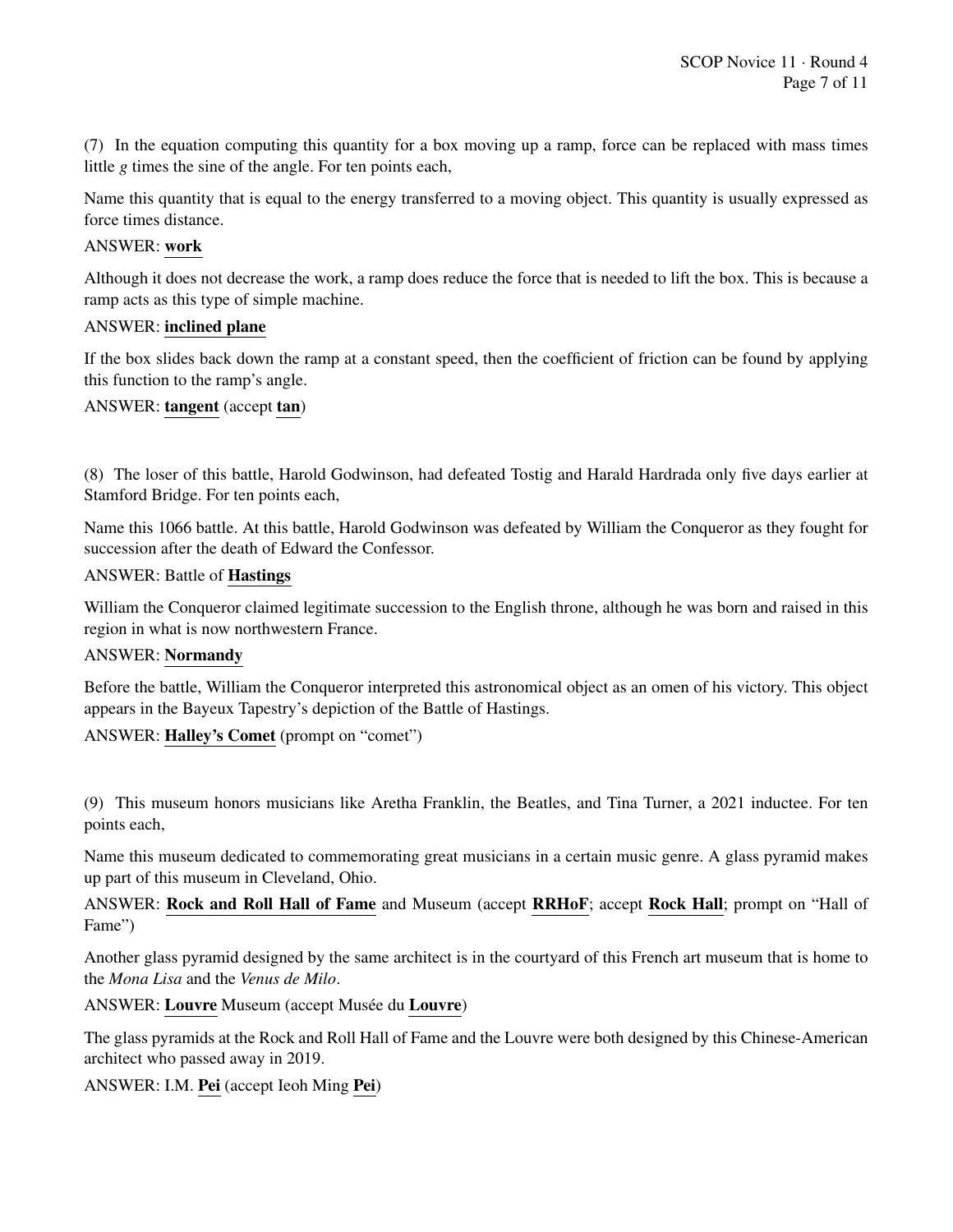(7) In the equation computing this quantity for a box moving up a ramp, force can be replaced with mass times little $g$ times the sine of the angle. For ten points each,

Name this quantity that is equal to the energy transferred to a moving object. This quantity is usually expressed as force times distance.

ANSWER: **work**

Although it does not decrease the work, a ramp does reduce the force that is needed to lift the box. This is because a ramp acts as this type of simple machine.

ANSWER: **inclined plane**

If the box slides back down the ramp at a constant speed, then the coefficient of friction can be found by applying this function to the ramp's angle.

ANSWER: **tangent** (accept **tan**)

(8) The loser of this battle, Harold Godwinson, had defeated Tostig and Harald Hardrada only five days earlier at Stamford Bridge. For ten points each,

Name this 1066 battle. At this battle, Harold Godwinson was defeated by William the Conqueror as they fought for succession after the death of Edward the Confessor.

ANSWER: Battle of **Hastings**

William the Conqueror claimed legitimate succession to the English throne, although he was born and raised in this region in what is now northwestern France.

ANSWER: **Normandy**

Before the battle, William the Conqueror interpreted this astronomical object as an omen of his victory. This object appears in the Bayeux Tapestry's depiction of the Battle of Hastings.

ANSWER: **Halley's Comet** (prompt on "comet")

(9) This museum honors musicians like Aretha Franklin, the Beatles, and Tina Turner, a 2021 inductee. For ten points each,

Name this museum dedicated to commemorating great musicians in a certain music genre. A glass pyramid makes up part of this museum in Cleveland, Ohio.

ANSWER: **Rock and Roll Hall of Fame** and Museum (accept **RRHoF**; accept **Rock Hall**; prompt on "Hall of Fame")

Another glass pyramid designed by the same architect is in the courtyard of this French art museum that is home to the *Mona Lisa* and the *Venus de Milo*.

ANSWER: **Louvre** Museum (accept Musée du **Louvre**)

The glass pyramids at the Rock and Roll Hall of Fame and the Louvre were both designed by this Chinese-American architect who passed away in 2019.

ANSWER: I.M. **Pei** (accept Ieoh Ming **Pei**)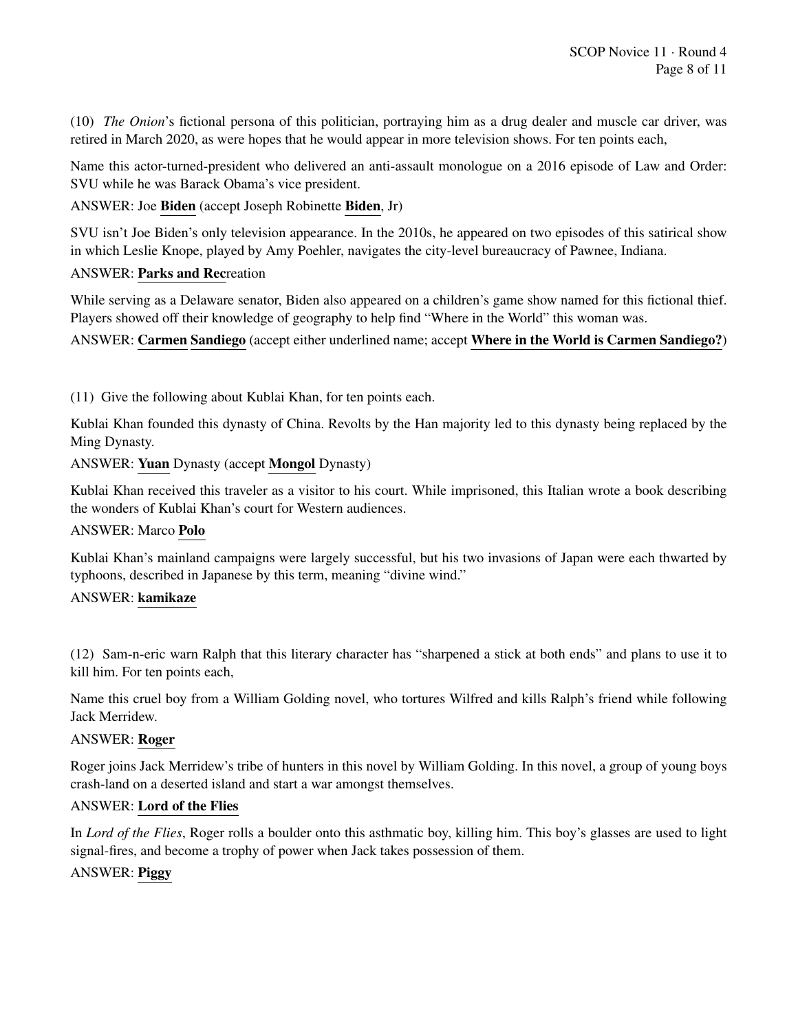(10) *The Onion*'s fictional persona of this politician, portraying him as a drug dealer and muscle car driver, was retired in March 2020, as were hopes that he would appear in more television shows. For ten points each,

Name this actor-turned-president who delivered an anti-assault monologue on a 2016 episode of Law and Order: SVU while he was Barack Obama's vice president.

ANSWER: Joe **Biden** (accept Joseph Robinette **Biden**, Jr)

SVU isn't Joe Biden's only television appearance. In the 2010s, he appeared on two episodes of this satirical show in which Leslie Knope, played by Amy Poehler, navigates the city-level bureaucracy of Pawnee, Indiana.

ANSWER: **Parks and Rec**reation

While serving as a Delaware senator, Biden also appeared on a children's game show named for this fictional thief. Players showed off their knowledge of geography to help find "Where in the World" this woman was.

ANSWER: **Carmen** **Sandiego** (accept either underlined name; accept **Where in the World is Carmen Sandiego?**)

(11) Give the following about Kublai Khan, for ten points each.

Kublai Khan founded this dynasty of China. Revolts by the Han majority led to this dynasty being replaced by the Ming Dynasty.

ANSWER: **Yuan** Dynasty (accept **Mongol** Dynasty)

Kublai Khan received this traveler as a visitor to his court. While imprisoned, this Italian wrote a book describing the wonders of Kublai Khan's court for Western audiences.

ANSWER: Marco **Polo**

Kublai Khan's mainland campaigns were largely successful, but his two invasions of Japan were each thwarted by typhoons, described in Japanese by this term, meaning "divine wind."

ANSWER: **kamikaze**

(12) Sam-n-eric warn Ralph that this literary character has "sharpened a stick at both ends" and plans to use it to kill him. For ten points each,

Name this cruel boy from a William Golding novel, who tortures Wilfred and kills Ralph's friend while following Jack Merridew.

ANSWER: **Roger**

Roger joins Jack Merridew's tribe of hunters in this novel by William Golding. In this novel, a group of young boys crash-land on a deserted island and start a war amongst themselves.

ANSWER: **Lord of the Flies**

In *Lord of the Flies*, Roger rolls a boulder onto this asthmatic boy, killing him. This boy's glasses are used to light signal-fires, and become a trophy of power when Jack takes possession of them.

ANSWER: **Piggy**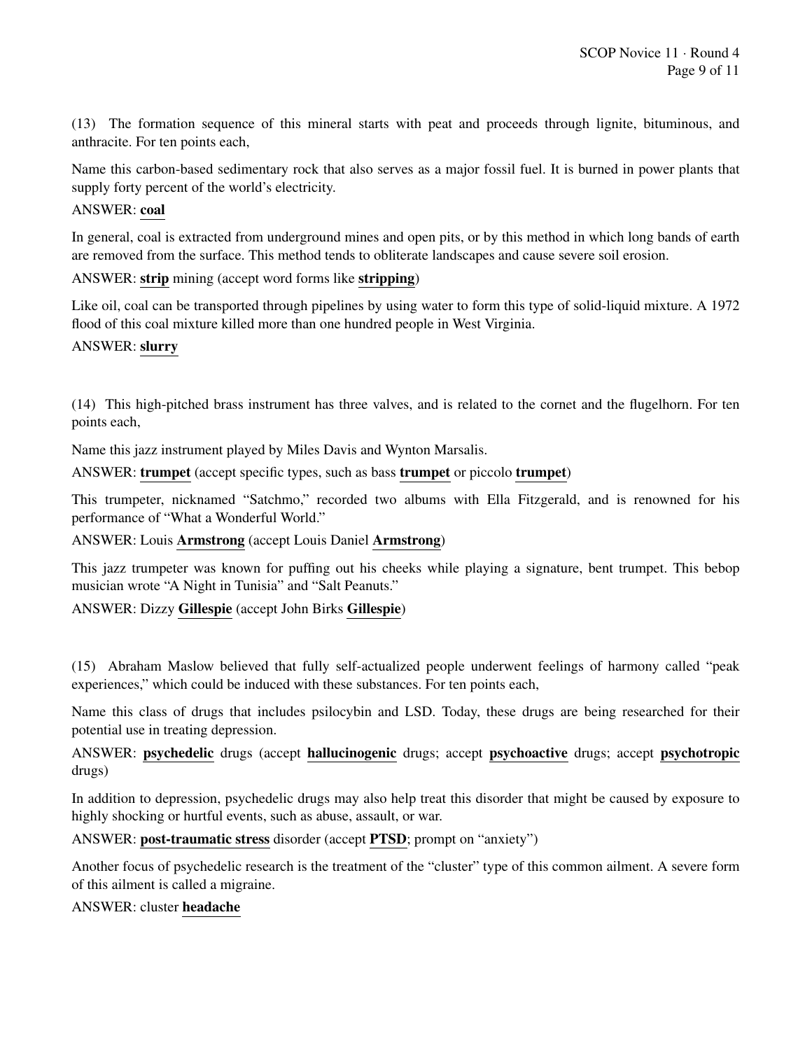(13) The formation sequence of this mineral starts with peat and proceeds through lignite, bituminous, and anthracite. For ten points each,

Name this carbon-based sedimentary rock that also serves as a major fossil fuel. It is burned in power plants that supply forty percent of the world's electricity.

ANSWER: **coal**

In general, coal is extracted from underground mines and open pits, or by this method in which long bands of earth are removed from the surface. This method tends to obliterate landscapes and cause severe soil erosion.

ANSWER: **strip** mining (accept word forms like **stripping**)

Like oil, coal can be transported through pipelines by using water to form this type of solid-liquid mixture. A 1972 flood of this coal mixture killed more than one hundred people in West Virginia.

ANSWER: **slurry**

(14) This high-pitched brass instrument has three valves, and is related to the cornet and the flugelhorn. For ten points each,

Name this jazz instrument played by Miles Davis and Wynton Marsalis.

ANSWER: **trumpet** (accept specific types, such as bass **trumpet** or piccolo **trumpet**)

This trumpeter, nicknamed "Satchmo," recorded two albums with Ella Fitzgerald, and is renowned for his performance of "What a Wonderful World."

ANSWER: Louis **Armstrong** (accept Louis Daniel **Armstrong**)

This jazz trumpeter was known for puffing out his cheeks while playing a signature, bent trumpet. This bebop musician wrote "A Night in Tunisia" and "Salt Peanuts."

ANSWER: Dizzy **Gillespie** (accept John Birks **Gillespie**)

(15) Abraham Maslow believed that fully self-actualized people underwent feelings of harmony called "peak experiences," which could be induced with these substances. For ten points each,

Name this class of drugs that includes psilocybin and LSD. Today, these drugs are being researched for their potential use in treating depression.

ANSWER: **psychedelic** drugs (accept **hallucinogenic** drugs; accept **psychoactive** drugs; accept **psychotropic** drugs)

In addition to depression, psychedelic drugs may also help treat this disorder that might be caused by exposure to highly shocking or hurtful events, such as abuse, assault, or war.

ANSWER: **post-traumatic stress** disorder (accept **PTSD**; prompt on "anxiety")

Another focus of psychedelic research is the treatment of the "cluster" type of this common ailment. A severe form of this ailment is called a migraine.

ANSWER: cluster **headache**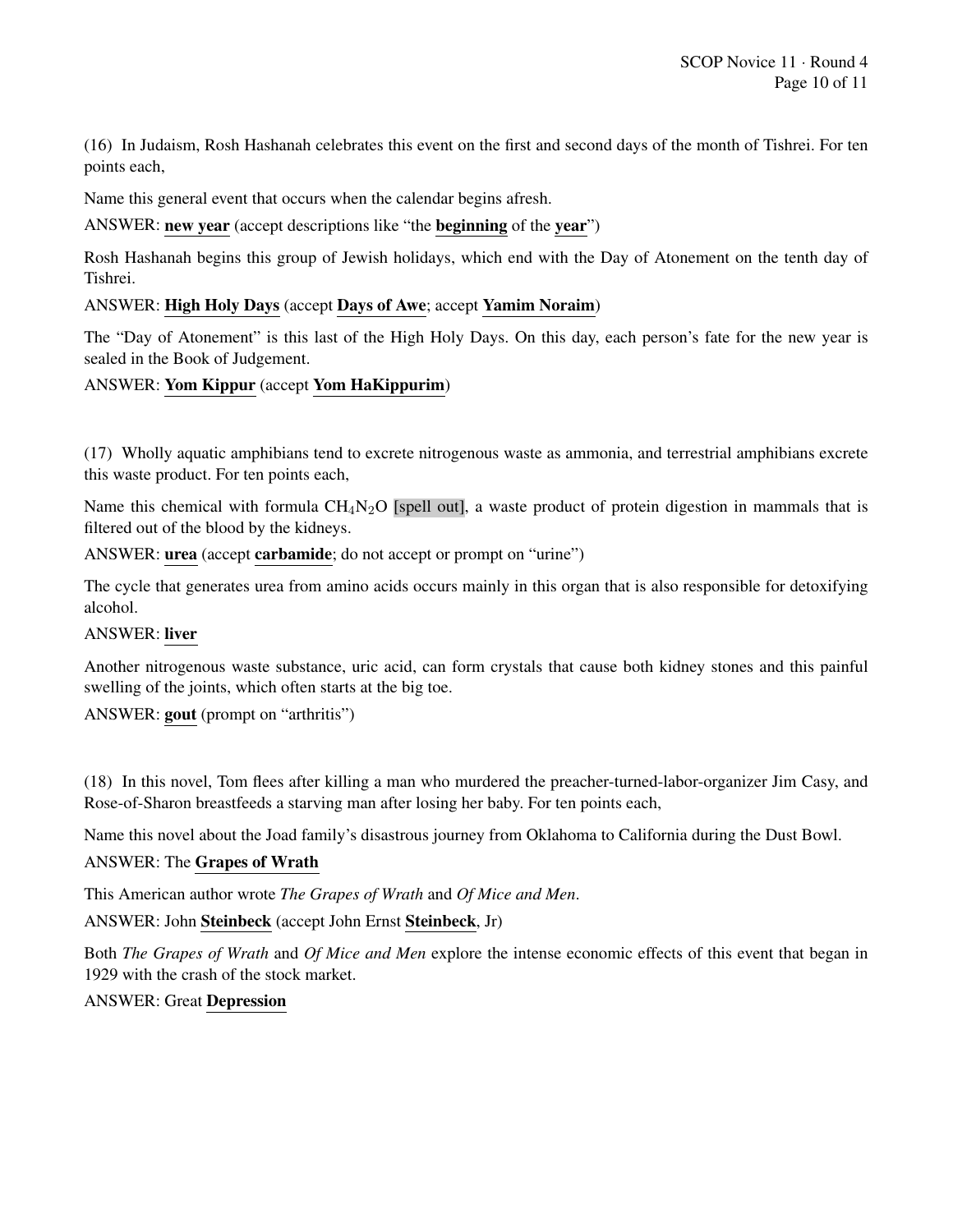(16) In Judaism, Rosh Hashanah celebrates this event on the first and second days of the month of Tishrei. For ten points each,

Name this general event that occurs when the calendar begins afresh.

ANSWER: **new year** (accept descriptions like "the **beginning** of the **year**")

Rosh Hashanah begins this group of Jewish holidays, which end with the Day of Atonement on the tenth day of Tishrei.

ANSWER: **High Holy Days** (accept **Days of Awe**; accept **Yamim Noraim**)

The "Day of Atonement" is this last of the High Holy Days. On this day, each person's fate for the new year is sealed in the Book of Judgement.

ANSWER: **Yom Kippur** (accept **Yom HaKippurim**)

(17) Wholly aquatic amphibians tend to excrete nitrogenous waste as ammonia, and terrestrial amphibians excrete this waste product. For ten points each,

Name this chemical with formula $CH_4N_2O$ [spell out], a waste product of protein digestion in mammals that is filtered out of the blood by the kidneys.

ANSWER: **urea** (accept **carbamide**; do not accept or prompt on "urine")

The cycle that generates urea from amino acids occurs mainly in this organ that is also responsible for detoxifying alcohol.

ANSWER: **liver**

Another nitrogenous waste substance, uric acid, can form crystals that cause both kidney stones and this painful swelling of the joints, which often starts at the big toe.

ANSWER: **gout** (prompt on "arthritis")

(18) In this novel, Tom flees after killing a man who murdered the preacher-turned-labor-organizer Jim Casy, and Rose-of-Sharon breastfeeds a starving man after losing her baby. For ten points each,

Name this novel about the Joad family's disastrous journey from Oklahoma to California during the Dust Bowl.

ANSWER: The **Grapes of Wrath**

This American author wrote *The Grapes of Wrath* and *Of Mice and Men*.

ANSWER: John **Steinbeck** (accept John Ernst **Steinbeck**, Jr)

Both *The Grapes of Wrath* and *Of Mice and Men* explore the intense economic effects of this event that began in 1929 with the crash of the stock market.

ANSWER: Great **Depression**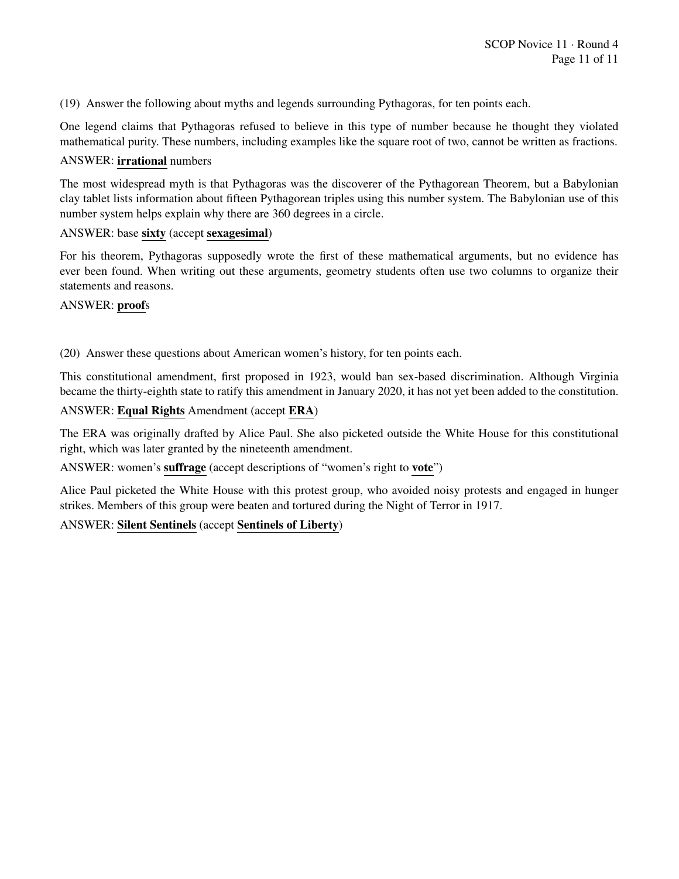(19) Answer the following about myths and legends surrounding Pythagoras, for ten points each.

One legend claims that Pythagoras refused to believe in this type of number because he thought they violated mathematical purity. These numbers, including examples like the square root of two, cannot be written as fractions.

ANSWER: **irrational** numbers

The most widespread myth is that Pythagoras was the discoverer of the Pythagorean Theorem, but a Babylonian clay tablet lists information about fifteen Pythagorean triples using this number system. The Babylonian use of this number system helps explain why there are 360 degrees in a circle.

ANSWER: base **sixty** (accept **sexagesimal**)

For his theorem, Pythagoras supposedly wrote the first of these mathematical arguments, but no evidence has ever been found. When writing out these arguments, geometry students often use two columns to organize their statements and reasons.

ANSWER: **proof**s

(20) Answer these questions about American women's history, for ten points each.

This constitutional amendment, first proposed in 1923, would ban sex-based discrimination. Although Virginia became the thirty-eighth state to ratify this amendment in January 2020, it has not yet been added to the constitution.

ANSWER: **Equal Rights** Amendment (accept **ERA**)

The ERA was originally drafted by Alice Paul. She also picketed outside the White House for this constitutional right, which was later granted by the nineteenth amendment.

ANSWER: women's **suffrage** (accept descriptions of "women's right to **vote**")

Alice Paul picketed the White House with this protest group, who avoided noisy protests and engaged in hunger strikes. Members of this group were beaten and tortured during the Night of Terror in 1917.

ANSWER: **Silent Sentinels** (accept **Sentinels of Liberty**)